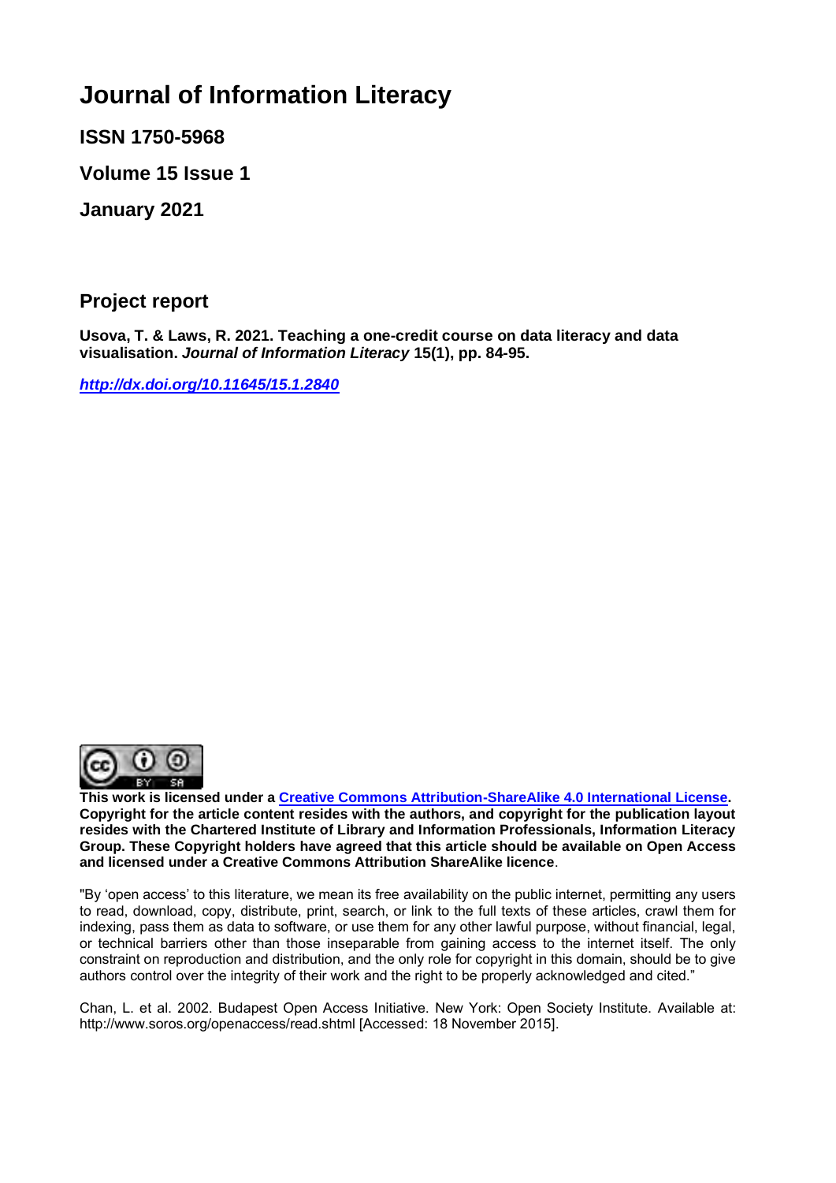# Journal of Information Literacy

**ISSN 1750-5968**

**Volume 15 Issue 1**

**January 2021**

## Project report

**Usova, T. & Laws, R. 2021. Teaching a one-credit course on data literacy and data visualisation. *Journal of Information Literacy* 15(1), pp. 84-95.**

***http://dx.doi.org/10.11645/15.1.2840***

**This work is licensed under a Creative Commons Attribution-ShareAlike 4.0 International License. Copyright for the article content resides with the authors, and copyright for the publication layout resides with the Chartered Institute of Library and Information Professionals, Information Literacy Group. These Copyright holders have agreed that this article should be available on Open Access and licensed under a Creative Commons Attribution ShareAlike licence**.

"By 'open access' to this literature, we mean its free availability on the public internet, permitting any users to read, download, copy, distribute, print, search, or link to the full texts of these articles, crawl them for indexing, pass them as data to software, or use them for any other lawful purpose, without financial, legal, or technical barriers other than those inseparable from gaining access to the internet itself. The only constraint on reproduction and distribution, and the only role for copyright in this domain, should be to give authors control over the integrity of their work and the right to be properly acknowledged and cited."

Chan, L. et al. 2002. Budapest Open Access Initiative. New York: Open Society Institute. Available at: http://www.soros.org/openaccess/read.shtml [Accessed: 18 November 2015].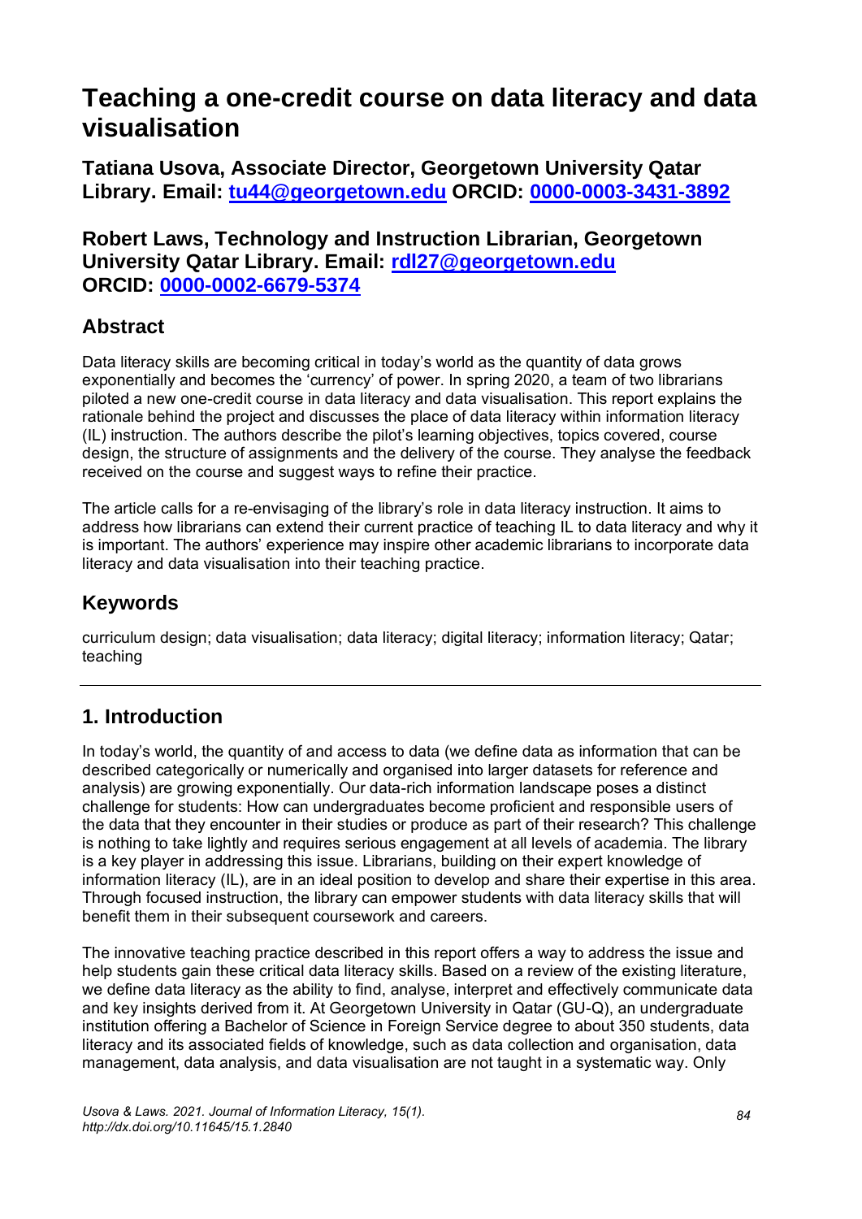# Teaching a one-credit course on data literacy and data visualisation

**Tatiana Usova, Associate Director, Georgetown University Qatar Library. Email: [tu44@georgetown.edu](mailto:tu44@georgetown.edu) ORCID: [0000-0003-3431-3892](https://orcid.org/0000-0003-3431-3892)**

**Robert Laws, Technology and Instruction Librarian, Georgetown University Qatar Library. Email: [rdl27@georgetown.edu](mailto:rdl27@georgetown.edu) ORCID: [0000-0002-6679-5374](https://orcid.org/0000-0002-6679-5374)**

## Abstract

Data literacy skills are becoming critical in today's world as the quantity of data grows exponentially and becomes the 'currency' of power. In spring 2020, a team of two librarians piloted a new one-credit course in data literacy and data visualisation. This report explains the rationale behind the project and discusses the place of data literacy within information literacy (IL) instruction. The authors describe the pilot's learning objectives, topics covered, course design, the structure of assignments and the delivery of the course. They analyse the feedback received on the course and suggest ways to refine their practice.

The article calls for a re-envisaging of the library's role in data literacy instruction. It aims to address how librarians can extend their current practice of teaching IL to data literacy and why it is important. The authors' experience may inspire other academic librarians to incorporate data literacy and data visualisation into their teaching practice.

## Keywords

curriculum design; data visualisation; data literacy; digital literacy; information literacy; Qatar; teaching

---

## 1. Introduction

In today's world, the quantity of and access to data (we define data as information that can be described categorically or numerically and organised into larger datasets for reference and analysis) are growing exponentially. Our data-rich information landscape poses a distinct challenge for students: How can undergraduates become proficient and responsible users of the data that they encounter in their studies or produce as part of their research? This challenge is nothing to take lightly and requires serious engagement at all levels of academia. The library is a key player in addressing this issue. Librarians, building on their expert knowledge of information literacy (IL), are in an ideal position to develop and share their expertise in this area. Through focused instruction, the library can empower students with data literacy skills that will benefit them in their subsequent coursework and careers.

The innovative teaching practice described in this report offers a way to address the issue and help students gain these critical data literacy skills. Based on a review of the existing literature, we define data literacy as the ability to find, analyse, interpret and effectively communicate data and key insights derived from it. At Georgetown University in Qatar (GU-Q), an undergraduate institution offering a Bachelor of Science in Foreign Service degree to about 350 students, data literacy and its associated fields of knowledge, such as data collection and organisation, data management, data analysis, and data visualisation are not taught in a systematic way. Only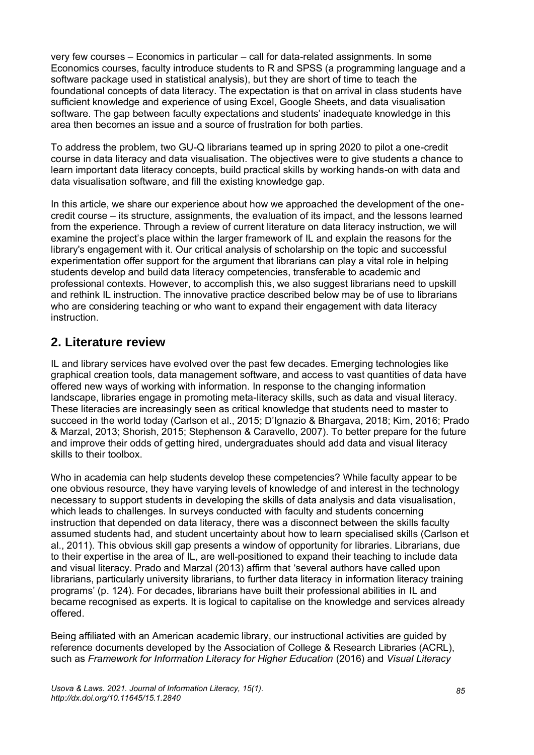very few courses – Economics in particular – call for data-related assignments. In some Economics courses, faculty introduce students to R and SPSS (a programming language and a software package used in statistical analysis), but they are short of time to teach the foundational concepts of data literacy. The expectation is that on arrival in class students have sufficient knowledge and experience of using Excel, Google Sheets, and data visualisation software. The gap between faculty expectations and students' inadequate knowledge in this area then becomes an issue and a source of frustration for both parties.

To address the problem, two GU-Q librarians teamed up in spring 2020 to pilot a one-credit course in data literacy and data visualisation. The objectives were to give students a chance to learn important data literacy concepts, build practical skills by working hands-on with data and data visualisation software, and fill the existing knowledge gap.

In this article, we share our experience about how we approached the development of the one-credit course – its structure, assignments, the evaluation of its impact, and the lessons learned from the experience. Through a review of current literature on data literacy instruction, we will examine the project's place within the larger framework of IL and explain the reasons for the library's engagement with it. Our critical analysis of scholarship on the topic and successful experimentation offer support for the argument that librarians can play a vital role in helping students develop and build data literacy competencies, transferable to academic and professional contexts. However, to accomplish this, we also suggest librarians need to upskill and rethink IL instruction. The innovative practice described below may be of use to librarians who are considering teaching or who want to expand their engagement with data literacy instruction.

## 2. Literature review

IL and library services have evolved over the past few decades. Emerging technologies like graphical creation tools, data management software, and access to vast quantities of data have offered new ways of working with information. In response to the changing information landscape, libraries engage in promoting meta-literacy skills, such as data and visual literacy. These literacies are increasingly seen as critical knowledge that students need to master to succeed in the world today (Carlson et al., 2015; D'Ignazio & Bhargava, 2018; Kim, 2016; Prado & Marzal, 2013; Shorish, 2015; Stephenson & Caravello, 2007). To better prepare for the future and improve their odds of getting hired, undergraduates should add data and visual literacy skills to their toolbox.

Who in academia can help students develop these competencies? While faculty appear to be one obvious resource, they have varying levels of knowledge of and interest in the technology necessary to support students in developing the skills of data analysis and data visualisation, which leads to challenges. In surveys conducted with faculty and students concerning instruction that depended on data literacy, there was a disconnect between the skills faculty assumed students had, and student uncertainty about how to learn specialised skills (Carlson et al., 2011). This obvious skill gap presents a window of opportunity for libraries. Librarians, due to their expertise in the area of IL, are well-positioned to expand their teaching to include data and visual literacy. Prado and Marzal (2013) affirm that 'several authors have called upon librarians, particularly university librarians, to further data literacy in information literacy training programs' (p. 124). For decades, librarians have built their professional abilities in IL and became recognised as experts. It is logical to capitalise on the knowledge and services already offered.

Being affiliated with an American academic library, our instructional activities are guided by reference documents developed by the Association of College & Research Libraries (ACRL), such as *Framework for Information Literacy for Higher Education* (2016) and *Visual Literacy*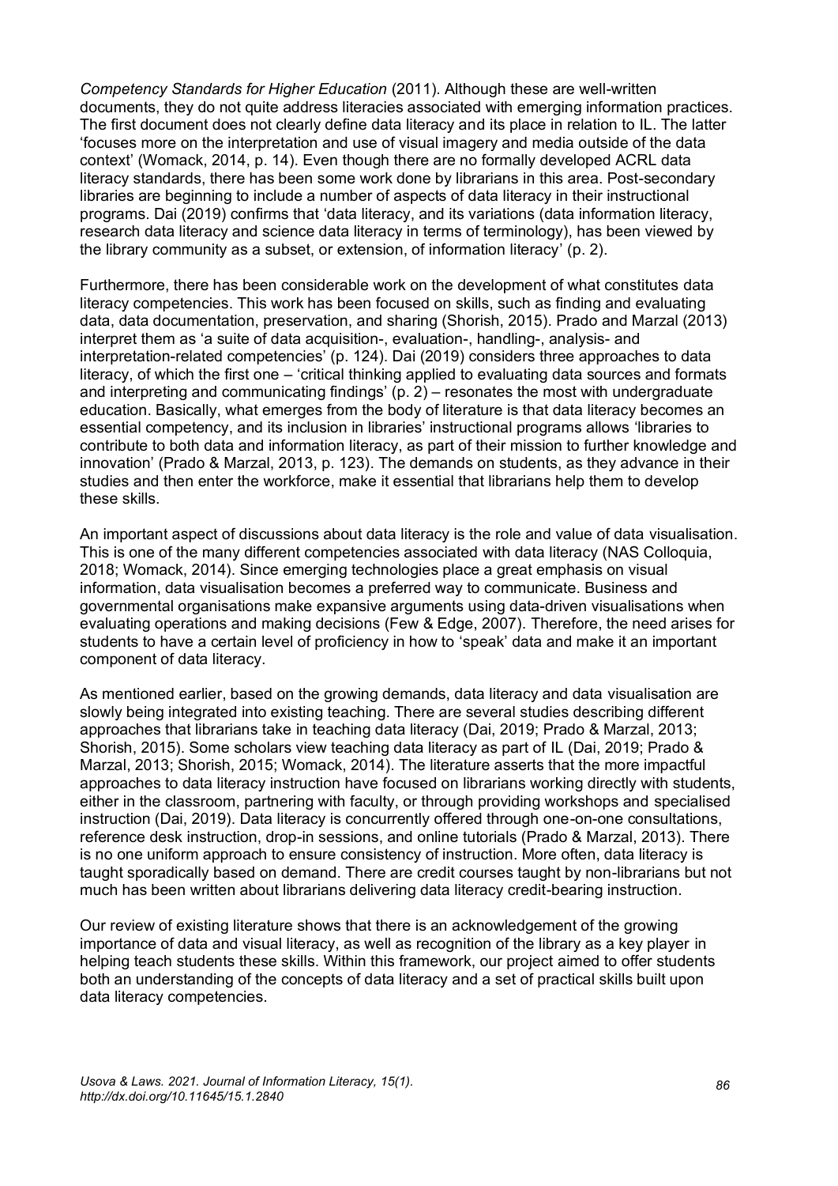*Competency Standards for Higher Education* (2011). Although these are well-written documents, they do not quite address literacies associated with emerging information practices. The first document does not clearly define data literacy and its place in relation to IL. The latter 'focuses more on the interpretation and use of visual imagery and media outside of the data context' (Womack, 2014, p. 14). Even though there are no formally developed ACRL data literacy standards, there has been some work done by librarians in this area. Post-secondary libraries are beginning to include a number of aspects of data literacy in their instructional programs. Dai (2019) confirms that 'data literacy, and its variations (data information literacy, research data literacy and science data literacy in terms of terminology), has been viewed by the library community as a subset, or extension, of information literacy' (p. 2).

Furthermore, there has been considerable work on the development of what constitutes data literacy competencies. This work has been focused on skills, such as finding and evaluating data, data documentation, preservation, and sharing (Shorish, 2015). Prado and Marzal (2013) interpret them as 'a suite of data acquisition-, evaluation-, handling-, analysis- and interpretation-related competencies' (p. 124). Dai (2019) considers three approaches to data literacy, of which the first one – 'critical thinking applied to evaluating data sources and formats and interpreting and communicating findings' (p. 2) – resonates the most with undergraduate education. Basically, what emerges from the body of literature is that data literacy becomes an essential competency, and its inclusion in libraries' instructional programs allows 'libraries to contribute to both data and information literacy, as part of their mission to further knowledge and innovation' (Prado & Marzal, 2013, p. 123). The demands on students, as they advance in their studies and then enter the workforce, make it essential that librarians help them to develop these skills.

An important aspect of discussions about data literacy is the role and value of data visualisation. This is one of the many different competencies associated with data literacy (NAS Colloquia, 2018; Womack, 2014). Since emerging technologies place a great emphasis on visual information, data visualisation becomes a preferred way to communicate. Business and governmental organisations make expansive arguments using data-driven visualisations when evaluating operations and making decisions (Few & Edge, 2007). Therefore, the need arises for students to have a certain level of proficiency in how to 'speak' data and make it an important component of data literacy.

As mentioned earlier, based on the growing demands, data literacy and data visualisation are slowly being integrated into existing teaching. There are several studies describing different approaches that librarians take in teaching data literacy (Dai, 2019; Prado & Marzal, 2013; Shorish, 2015). Some scholars view teaching data literacy as part of IL (Dai, 2019; Prado & Marzal, 2013; Shorish, 2015; Womack, 2014). The literature asserts that the more impactful approaches to data literacy instruction have focused on librarians working directly with students, either in the classroom, partnering with faculty, or through providing workshops and specialised instruction (Dai, 2019). Data literacy is concurrently offered through one-on-one consultations, reference desk instruction, drop-in sessions, and online tutorials (Prado & Marzal, 2013). There is no one uniform approach to ensure consistency of instruction. More often, data literacy is taught sporadically based on demand. There are credit courses taught by non-librarians but not much has been written about librarians delivering data literacy credit-bearing instruction.

Our review of existing literature shows that there is an acknowledgement of the growing importance of data and visual literacy, as well as recognition of the library as a key player in helping teach students these skills. Within this framework, our project aimed to offer students both an understanding of the concepts of data literacy and a set of practical skills built upon data literacy competencies.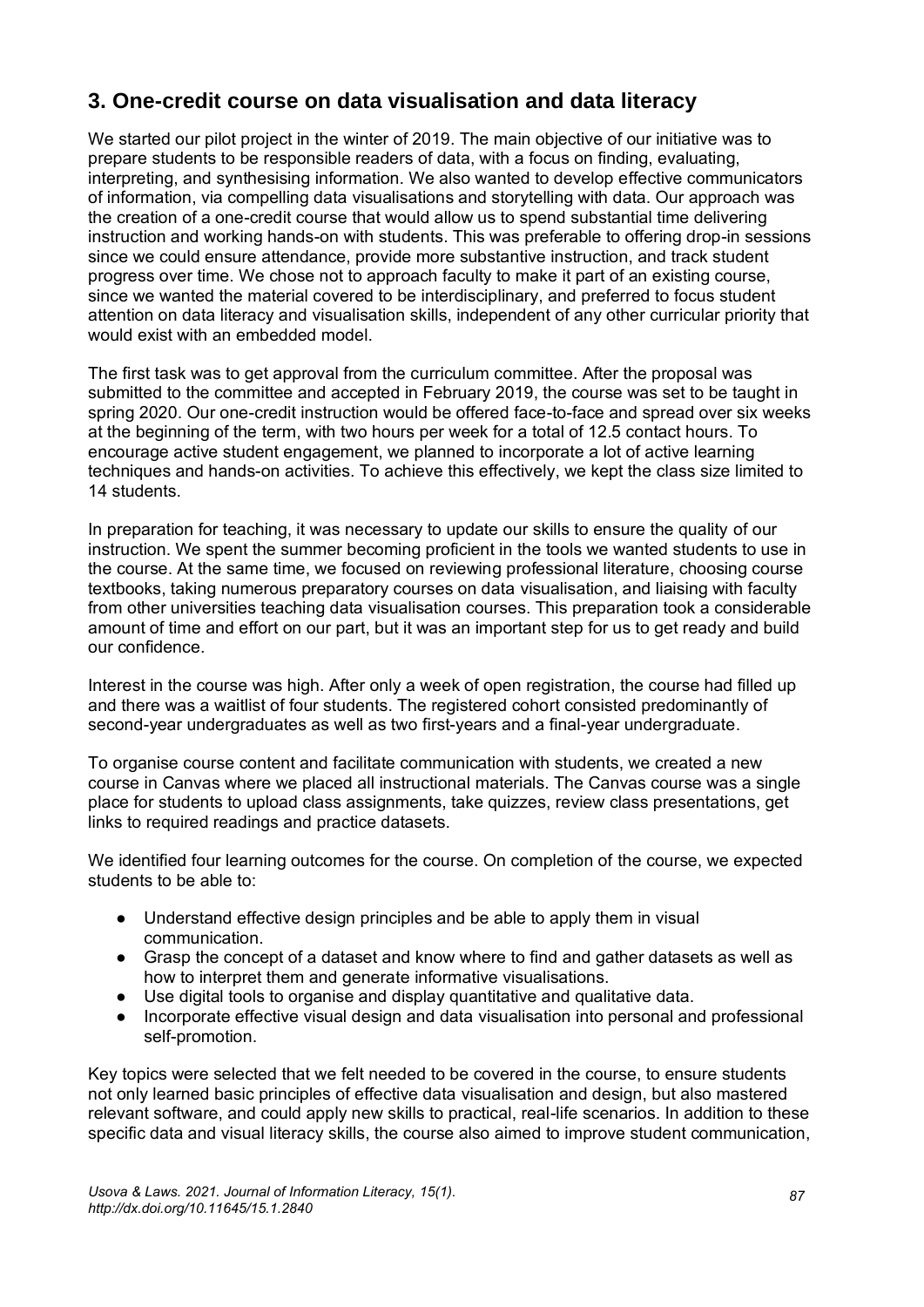## 3. One-credit course on data visualisation and data literacy

We started our pilot project in the winter of 2019. The main objective of our initiative was to prepare students to be responsible readers of data, with a focus on finding, evaluating, interpreting, and synthesising information. We also wanted to develop effective communicators of information, via compelling data visualisations and storytelling with data. Our approach was the creation of a one-credit course that would allow us to spend substantial time delivering instruction and working hands-on with students. This was preferable to offering drop-in sessions since we could ensure attendance, provide more substantive instruction, and track student progress over time. We chose not to approach faculty to make it part of an existing course, since we wanted the material covered to be interdisciplinary, and preferred to focus student attention on data literacy and visualisation skills, independent of any other curricular priority that would exist with an embedded model.

The first task was to get approval from the curriculum committee. After the proposal was submitted to the committee and accepted in February 2019, the course was set to be taught in spring 2020. Our one-credit instruction would be offered face-to-face and spread over six weeks at the beginning of the term, with two hours per week for a total of 12.5 contact hours. To encourage active student engagement, we planned to incorporate a lot of active learning techniques and hands-on activities. To achieve this effectively, we kept the class size limited to 14 students.

In preparation for teaching, it was necessary to update our skills to ensure the quality of our instruction. We spent the summer becoming proficient in the tools we wanted students to use in the course. At the same time, we focused on reviewing professional literature, choosing course textbooks, taking numerous preparatory courses on data visualisation, and liaising with faculty from other universities teaching data visualisation courses. This preparation took a considerable amount of time and effort on our part, but it was an important step for us to get ready and build our confidence.

Interest in the course was high. After only a week of open registration, the course had filled up and there was a waitlist of four students. The registered cohort consisted predominantly of second-year undergraduates as well as two first-years and a final-year undergraduate.

To organise course content and facilitate communication with students, we created a new course in Canvas where we placed all instructional materials. The Canvas course was a single place for students to upload class assignments, take quizzes, review class presentations, get links to required readings and practice datasets.

We identified four learning outcomes for the course. On completion of the course, we expected students to be able to:

- Understand effective design principles and be able to apply them in visual communication.
- Grasp the concept of a dataset and know where to find and gather datasets as well as how to interpret them and generate informative visualisations.
- Use digital tools to organise and display quantitative and qualitative data.
- Incorporate effective visual design and data visualisation into personal and professional self-promotion.

Key topics were selected that we felt needed to be covered in the course, to ensure students not only learned basic principles of effective data visualisation and design, but also mastered relevant software, and could apply new skills to practical, real-life scenarios. In addition to these specific data and visual literacy skills, the course also aimed to improve student communication,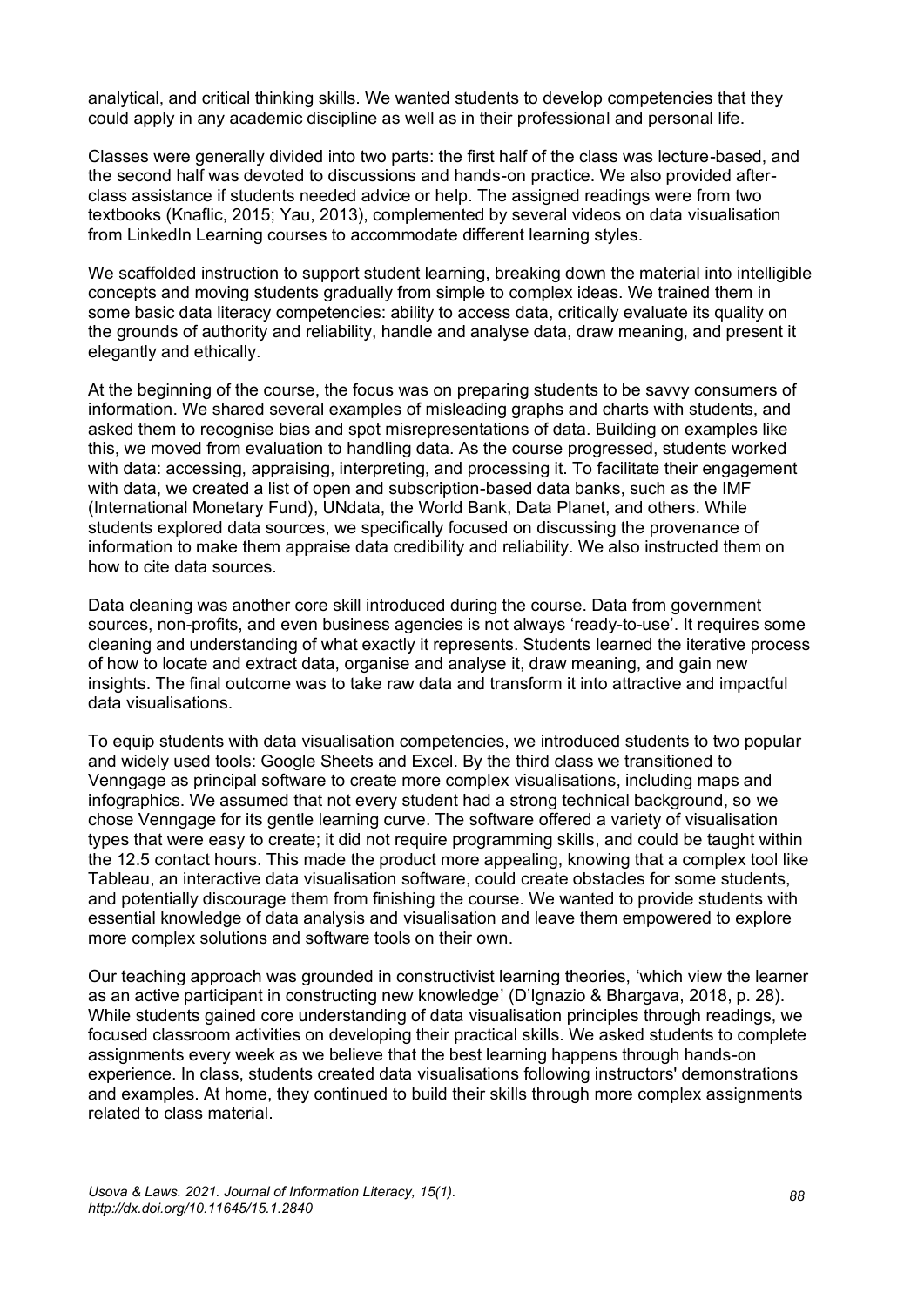analytical, and critical thinking skills. We wanted students to develop competencies that they could apply in any academic discipline as well as in their professional and personal life.

Classes were generally divided into two parts: the first half of the class was lecture-based, and the second half was devoted to discussions and hands-on practice. We also provided after-class assistance if students needed advice or help. The assigned readings were from two textbooks (Knaflic, 2015; Yau, 2013), complemented by several videos on data visualisation from LinkedIn Learning courses to accommodate different learning styles.

We scaffolded instruction to support student learning, breaking down the material into intelligible concepts and moving students gradually from simple to complex ideas. We trained them in some basic data literacy competencies: ability to access data, critically evaluate its quality on the grounds of authority and reliability, handle and analyse data, draw meaning, and present it elegantly and ethically.

At the beginning of the course, the focus was on preparing students to be savvy consumers of information. We shared several examples of misleading graphs and charts with students, and asked them to recognise bias and spot misrepresentations of data. Building on examples like this, we moved from evaluation to handling data. As the course progressed, students worked with data: accessing, appraising, interpreting, and processing it. To facilitate their engagement with data, we created a list of open and subscription-based data banks, such as the IMF (International Monetary Fund), UNdata, the World Bank, Data Planet, and others. While students explored data sources, we specifically focused on discussing the provenance of information to make them appraise data credibility and reliability. We also instructed them on how to cite data sources.

Data cleaning was another core skill introduced during the course. Data from government sources, non-profits, and even business agencies is not always 'ready-to-use'. It requires some cleaning and understanding of what exactly it represents. Students learned the iterative process of how to locate and extract data, organise and analyse it, draw meaning, and gain new insights. The final outcome was to take raw data and transform it into attractive and impactful data visualisations.

To equip students with data visualisation competencies, we introduced students to two popular and widely used tools: Google Sheets and Excel. By the third class we transitioned to Venngage as principal software to create more complex visualisations, including maps and infographics. We assumed that not every student had a strong technical background, so we chose Venngage for its gentle learning curve. The software offered a variety of visualisation types that were easy to create; it did not require programming skills, and could be taught within the 12.5 contact hours. This made the product more appealing, knowing that a complex tool like Tableau, an interactive data visualisation software, could create obstacles for some students, and potentially discourage them from finishing the course. We wanted to provide students with essential knowledge of data analysis and visualisation and leave them empowered to explore more complex solutions and software tools on their own.

Our teaching approach was grounded in constructivist learning theories, 'which view the learner as an active participant in constructing new knowledge' (D'Ignazio & Bhargava, 2018, p. 28). While students gained core understanding of data visualisation principles through readings, we focused classroom activities on developing their practical skills. We asked students to complete assignments every week as we believe that the best learning happens through hands-on experience. In class, students created data visualisations following instructors' demonstrations and examples. At home, they continued to build their skills through more complex assignments related to class material.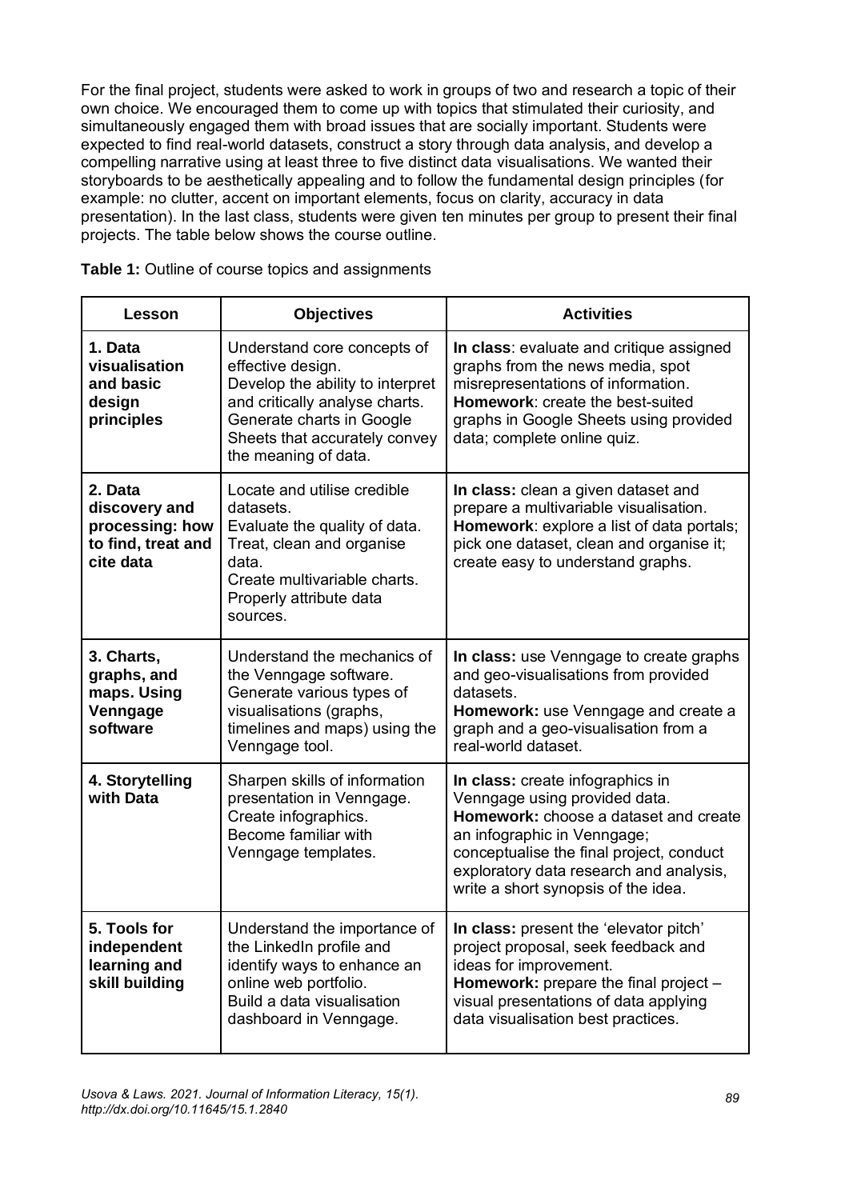For the final project, students were asked to work in groups of two and research a topic of their own choice. We encouraged them to come up with topics that stimulated their curiosity, and simultaneously engaged them with broad issues that are socially important. Students were expected to find real-world datasets, construct a story through data analysis, and develop a compelling narrative using at least three to five distinct data visualisations. We wanted their storyboards to be aesthetically appealing and to follow the fundamental design principles (for example: no clutter, accent on important elements, focus on clarity, accuracy in data presentation). In the last class, students were given ten minutes per group to present their final projects. The table below shows the course outline.

**Table 1:** Outline of course topics and assignments

| Lesson | Objectives | Activities |
|---|---|---|
| **1. Data visualisation and basic design principles** | Understand core concepts of effective design.<br>Develop the ability to interpret and critically analyse charts.<br>Generate charts in Google Sheets that accurately convey the meaning of data. | **In class**: evaluate and critique assigned graphs from the news media, spot misrepresentations of information.<br>**Homework**: create the best-suited graphs in Google Sheets using provided data; complete online quiz. |
| **2. Data discovery and processing: how to find, treat and cite data** | Locate and utilise credible datasets.<br>Evaluate the quality of data.<br>Treat, clean and organise data.<br>Create multivariable charts.<br>Properly attribute data sources. | **In class:** clean a given dataset and prepare a multivariable visualisation.<br>**Homework**: explore a list of data portals; pick one dataset, clean and organise it; create easy to understand graphs. |
| **3. Charts, graphs, and maps. Using Venngage software** | Understand the mechanics of the Venngage software.<br>Generate various types of visualisations (graphs, timelines and maps) using the Venngage tool. | **In class:** use Venngage to create graphs and geo-visualisations from provided datasets.<br>**Homework:** use Venngage and create a graph and a geo-visualisation from a real-world dataset. |
| **4. Storytelling with Data** | Sharpen skills of information presentation in Venngage.<br>Create infographics.<br>Become familiar with Venngage templates. | **In class:** create infographics in Venngage using provided data.<br>**Homework:** choose a dataset and create an infographic in Venngage; conceptualise the final project, conduct exploratory data research and analysis, write a short synopsis of the idea. |
| **5. Tools for independent learning and skill building** | Understand the importance of the LinkedIn profile and identify ways to enhance an online web portfolio.<br>Build a data visualisation dashboard in Venngage. | **In class:** present the 'elevator pitch' project proposal, seek feedback and ideas for improvement.<br>**Homework:** prepare the final project – visual presentations of data applying data visualisation best practices. |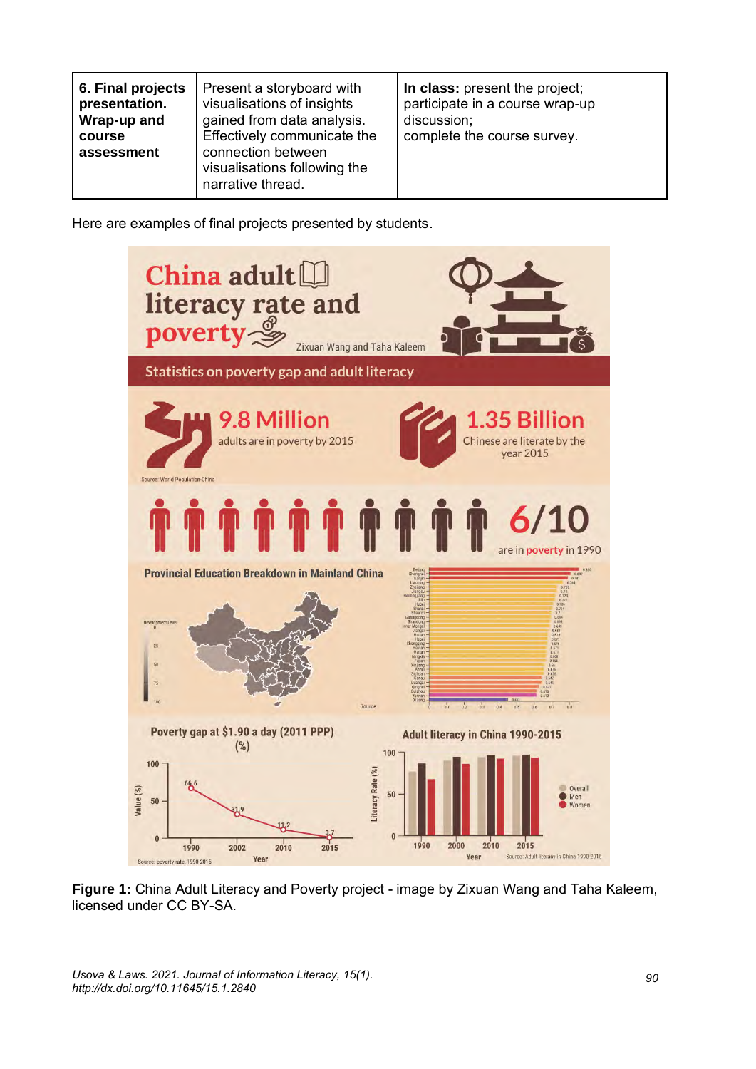| 6. Final projects presentation. Wrap-up and course assessment | Present a storyboard with visualisations of insights gained from data analysis. Effectively communicate the connection between visualisations following the narrative thread. | **In class:** present the project; participate in a course wrap-up discussion; complete the course survey. |
|---|---|---|

Here are examples of final projects presented by students.

**Figure 1:** China Adult Literacy and Poverty project - image by Zixuan Wang and Taha Kaleem, licensed under CC BY-SA.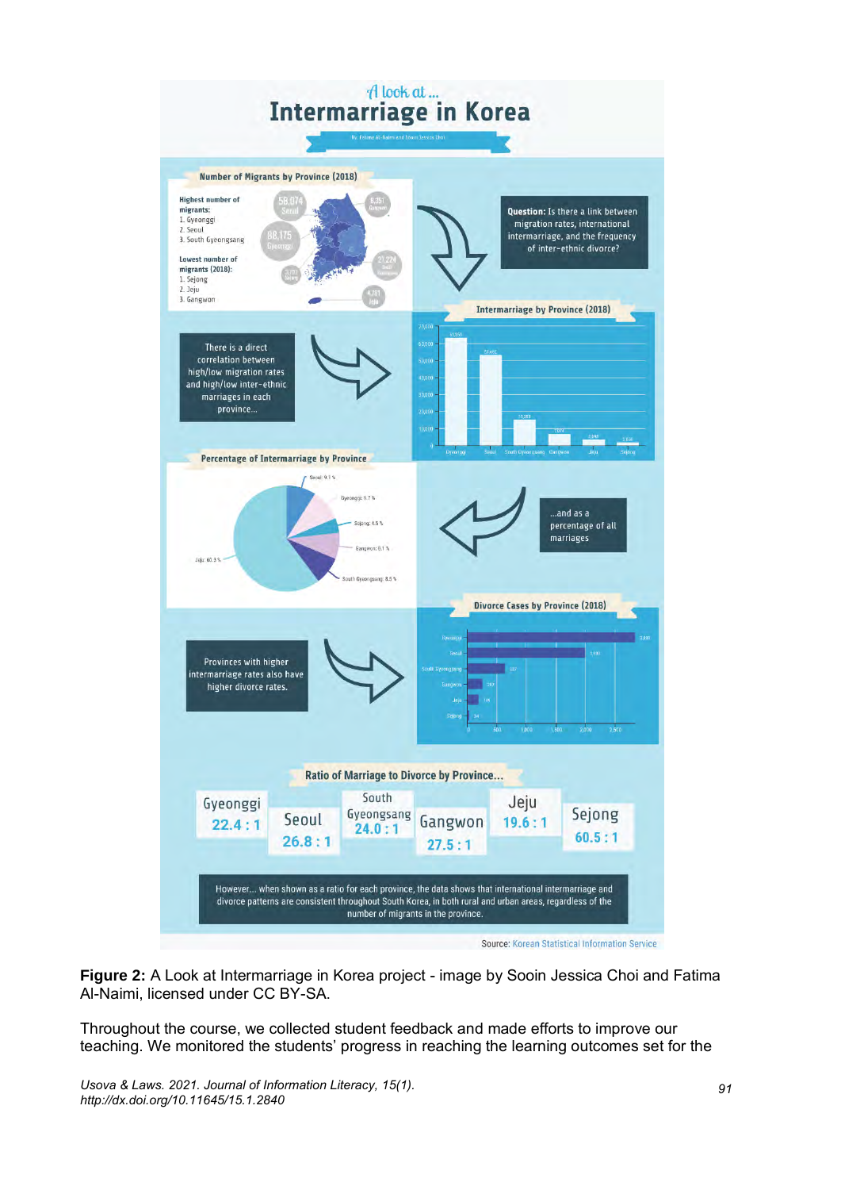A look at ...

# Intermarriage in Korea

By Fatima Al-Naimi and Sooin Jessica Choi

**Number of Migrants by Province (2018)**

Highest number of migrants:
1. Gyeonggi
2. Seoul
3. South Gyeongsang

Lowest number of migrants (2018):
1. Sejong
2. Jeju
3. Gangwon

58,074 Seoul; 8,351 Gangwon; 88,175 Gyeonggi; 21,224 South Gyeongsang; 3,781 Sejong; 4,781 Jeju

**Question:** Is there a link between migration rates, international intermarriage, and the frequency of inter-ethnic divorce?

**Intermarriage by Province (2018)**

There is a direct correlation between high/low migration rates and high/low inter-ethnic marriages in each province...

**Percentage of Intermarriage by Province**

Seoul: 9.1 %; Gyeonggi: 9.7 %; Sejong: 4.5 %; Gangwon: 8.1 %; South Gyeongsang: 8.5 %; Jeju: 60.3 %

...and as a percentage of all marriages

**Divorce Cases by Province (2018)**

Provinces with higher intermarriage rates also have higher divorce rates.

**Ratio of Marriage to Divorce by Province...**

| Gyeonggi | Seoul | South Gyeongsang | Gangwon | Jeju | Sejong |
|---|---|---|---|---|---|
| 22.4 : 1 | 26.8 : 1 | 24.0 : 1 | 27.5 : 1 | 19.6 : 1 | 60.5 : 1 |

However... when shown as a ratio for each province, the data shows that international intermarriage and divorce patterns are consistent throughout South Korea, in both rural and urban areas, regardless of the number of migrants in the province.

Source: Korean Statistical Information Service

**Figure 2:** A Look at Intermarriage in Korea project - image by Sooin Jessica Choi and Fatima Al-Naimi, licensed under CC BY-SA.

Throughout the course, we collected student feedback and made efforts to improve our teaching. We monitored the students' progress in reaching the learning outcomes set for the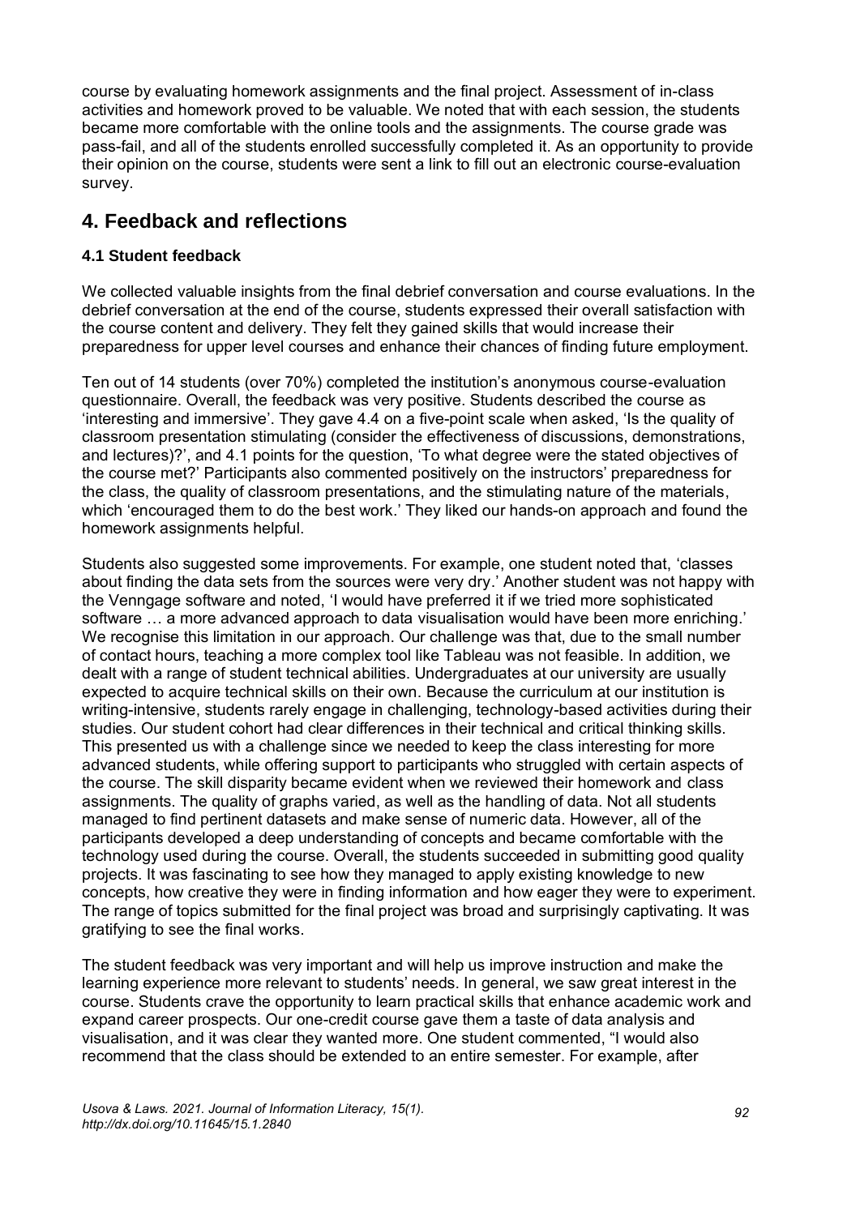course by evaluating homework assignments and the final project. Assessment of in-class activities and homework proved to be valuable. We noted that with each session, the students became more comfortable with the online tools and the assignments. The course grade was pass-fail, and all of the students enrolled successfully completed it. As an opportunity to provide their opinion on the course, students were sent a link to fill out an electronic course-evaluation survey.

## 4. Feedback and reflections

### 4.1 Student feedback

We collected valuable insights from the final debrief conversation and course evaluations. In the debrief conversation at the end of the course, students expressed their overall satisfaction with the course content and delivery. They felt they gained skills that would increase their preparedness for upper level courses and enhance their chances of finding future employment.

Ten out of 14 students (over 70%) completed the institution's anonymous course-evaluation questionnaire. Overall, the feedback was very positive. Students described the course as 'interesting and immersive'. They gave 4.4 on a five-point scale when asked, 'Is the quality of classroom presentation stimulating (consider the effectiveness of discussions, demonstrations, and lectures)?', and 4.1 points for the question, 'To what degree were the stated objectives of the course met?' Participants also commented positively on the instructors' preparedness for the class, the quality of classroom presentations, and the stimulating nature of the materials, which 'encouraged them to do the best work.' They liked our hands-on approach and found the homework assignments helpful.

Students also suggested some improvements. For example, one student noted that, 'classes about finding the data sets from the sources were very dry.' Another student was not happy with the Venngage software and noted, 'I would have preferred it if we tried more sophisticated software … a more advanced approach to data visualisation would have been more enriching.' We recognise this limitation in our approach. Our challenge was that, due to the small number of contact hours, teaching a more complex tool like Tableau was not feasible. In addition, we dealt with a range of student technical abilities. Undergraduates at our university are usually expected to acquire technical skills on their own. Because the curriculum at our institution is writing-intensive, students rarely engage in challenging, technology-based activities during their studies. Our student cohort had clear differences in their technical and critical thinking skills. This presented us with a challenge since we needed to keep the class interesting for more advanced students, while offering support to participants who struggled with certain aspects of the course. The skill disparity became evident when we reviewed their homework and class assignments. The quality of graphs varied, as well as the handling of data. Not all students managed to find pertinent datasets and make sense of numeric data. However, all of the participants developed a deep understanding of concepts and became comfortable with the technology used during the course. Overall, the students succeeded in submitting good quality projects. It was fascinating to see how they managed to apply existing knowledge to new concepts, how creative they were in finding information and how eager they were to experiment. The range of topics submitted for the final project was broad and surprisingly captivating. It was gratifying to see the final works.

The student feedback was very important and will help us improve instruction and make the learning experience more relevant to students' needs. In general, we saw great interest in the course. Students crave the opportunity to learn practical skills that enhance academic work and expand career prospects. Our one-credit course gave them a taste of data analysis and visualisation, and it was clear they wanted more. One student commented, "I would also recommend that the class should be extended to an entire semester. For example, after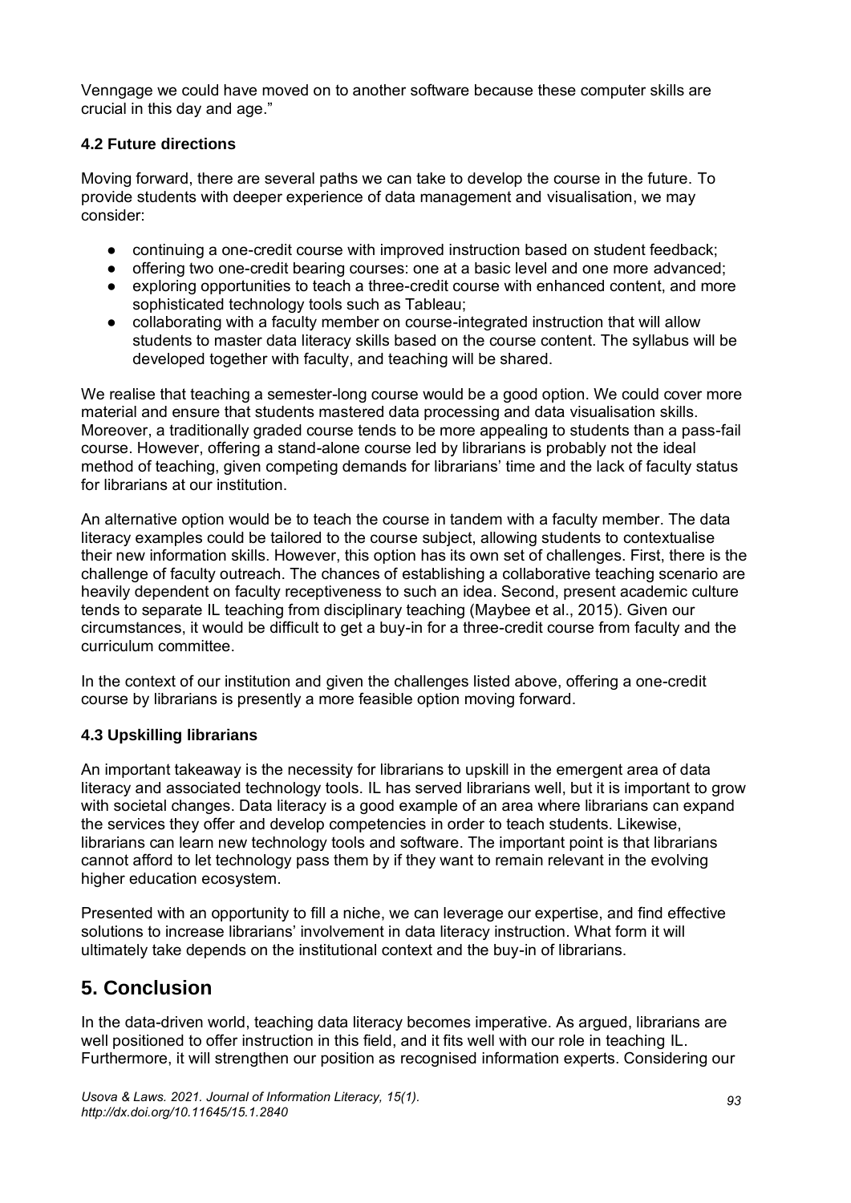Venngage we could have moved on to another software because these computer skills are crucial in this day and age."

### 4.2 Future directions

Moving forward, there are several paths we can take to develop the course in the future. To provide students with deeper experience of data management and visualisation, we may consider:

- continuing a one-credit course with improved instruction based on student feedback;
- offering two one-credit bearing courses: one at a basic level and one more advanced;
- exploring opportunities to teach a three-credit course with enhanced content, and more sophisticated technology tools such as Tableau;
- collaborating with a faculty member on course-integrated instruction that will allow students to master data literacy skills based on the course content. The syllabus will be developed together with faculty, and teaching will be shared.

We realise that teaching a semester-long course would be a good option. We could cover more material and ensure that students mastered data processing and data visualisation skills. Moreover, a traditionally graded course tends to be more appealing to students than a pass-fail course. However, offering a stand-alone course led by librarians is probably not the ideal method of teaching, given competing demands for librarians' time and the lack of faculty status for librarians at our institution.

An alternative option would be to teach the course in tandem with a faculty member. The data literacy examples could be tailored to the course subject, allowing students to contextualise their new information skills. However, this option has its own set of challenges. First, there is the challenge of faculty outreach. The chances of establishing a collaborative teaching scenario are heavily dependent on faculty receptiveness to such an idea. Second, present academic culture tends to separate IL teaching from disciplinary teaching (Maybee et al., 2015). Given our circumstances, it would be difficult to get a buy-in for a three-credit course from faculty and the curriculum committee.

In the context of our institution and given the challenges listed above, offering a one-credit course by librarians is presently a more feasible option moving forward.

### 4.3 Upskilling librarians

An important takeaway is the necessity for librarians to upskill in the emergent area of data literacy and associated technology tools. IL has served librarians well, but it is important to grow with societal changes. Data literacy is a good example of an area where librarians can expand the services they offer and develop competencies in order to teach students. Likewise, librarians can learn new technology tools and software. The important point is that librarians cannot afford to let technology pass them by if they want to remain relevant in the evolving higher education ecosystem.

Presented with an opportunity to fill a niche, we can leverage our expertise, and find effective solutions to increase librarians' involvement in data literacy instruction. What form it will ultimately take depends on the institutional context and the buy-in of librarians.

## 5. Conclusion

In the data-driven world, teaching data literacy becomes imperative. As argued, librarians are well positioned to offer instruction in this field, and it fits well with our role in teaching IL. Furthermore, it will strengthen our position as recognised information experts. Considering our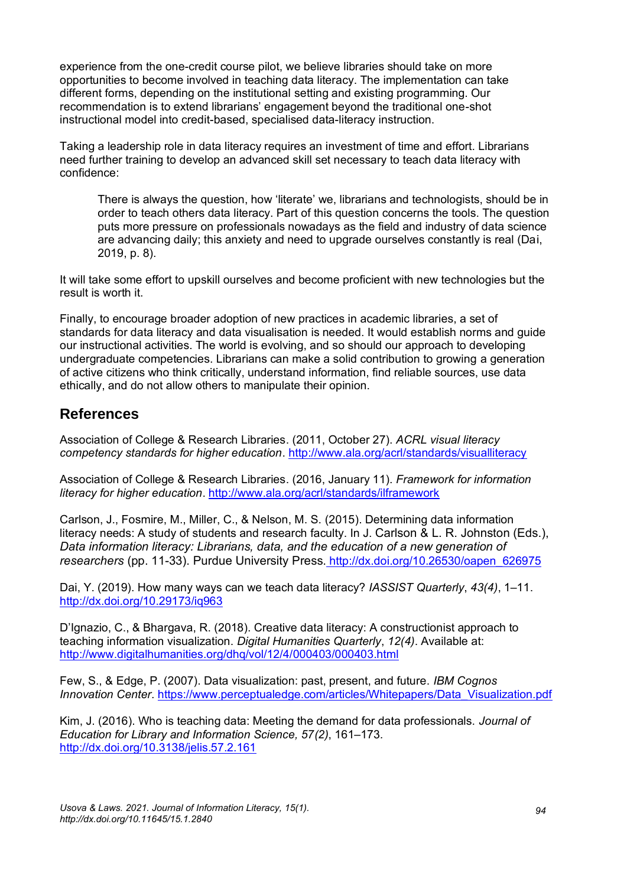experience from the one-credit course pilot, we believe libraries should take on more opportunities to become involved in teaching data literacy. The implementation can take different forms, depending on the institutional setting and existing programming. Our recommendation is to extend librarians' engagement beyond the traditional one-shot instructional model into credit-based, specialised data-literacy instruction.

Taking a leadership role in data literacy requires an investment of time and effort. Librarians need further training to develop an advanced skill set necessary to teach data literacy with confidence:

> There is always the question, how 'literate' we, librarians and technologists, should be in order to teach others data literacy. Part of this question concerns the tools. The question puts more pressure on professionals nowadays as the field and industry of data science are advancing daily; this anxiety and need to upgrade ourselves constantly is real (Dai, 2019, p. 8).

It will take some effort to upskill ourselves and become proficient with new technologies but the result is worth it.

Finally, to encourage broader adoption of new practices in academic libraries, a set of standards for data literacy and data visualisation is needed. It would establish norms and guide our instructional activities. The world is evolving, and so should our approach to developing undergraduate competencies. Librarians can make a solid contribution to growing a generation of active citizens who think critically, understand information, find reliable sources, use data ethically, and do not allow others to manipulate their opinion.

## References

Association of College & Research Libraries. (2011, October 27). *ACRL visual literacy competency standards for higher education*. http://www.ala.org/acrl/standards/visualliteracy

Association of College & Research Libraries. (2016, January 11). *Framework for information literacy for higher education*. http://www.ala.org/acrl/standards/ilframework

Carlson, J., Fosmire, M., Miller, C., & Nelson, M. S. (2015). Determining data information literacy needs: A study of students and research faculty. In J. Carlson & L. R. Johnston (Eds.), *Data information literacy: Librarians, data, and the education of a new generation of researchers* (pp. 11-33). Purdue University Press. http://dx.doi.org/10.26530/oapen_626975

Dai, Y. (2019). How many ways can we teach data literacy? *IASSIST Quarterly*, *43(4)*, 1–11. http://dx.doi.org/10.29173/iq963

D'Ignazio, C., & Bhargava, R. (2018). Creative data literacy: A constructionist approach to teaching information visualization. *Digital Humanities Quarterly*, *12(4)*. Available at: http://www.digitalhumanities.org/dhq/vol/12/4/000403/000403.html

Few, S., & Edge, P. (2007). Data visualization: past, present, and future. *IBM Cognos Innovation Center*. https://www.perceptualedge.com/articles/Whitepapers/Data_Visualization.pdf

Kim, J. (2016). Who is teaching data: Meeting the demand for data professionals. *Journal of Education for Library and Information Science, 57(2)*, 161–173. http://dx.doi.org/10.3138/jelis.57.2.161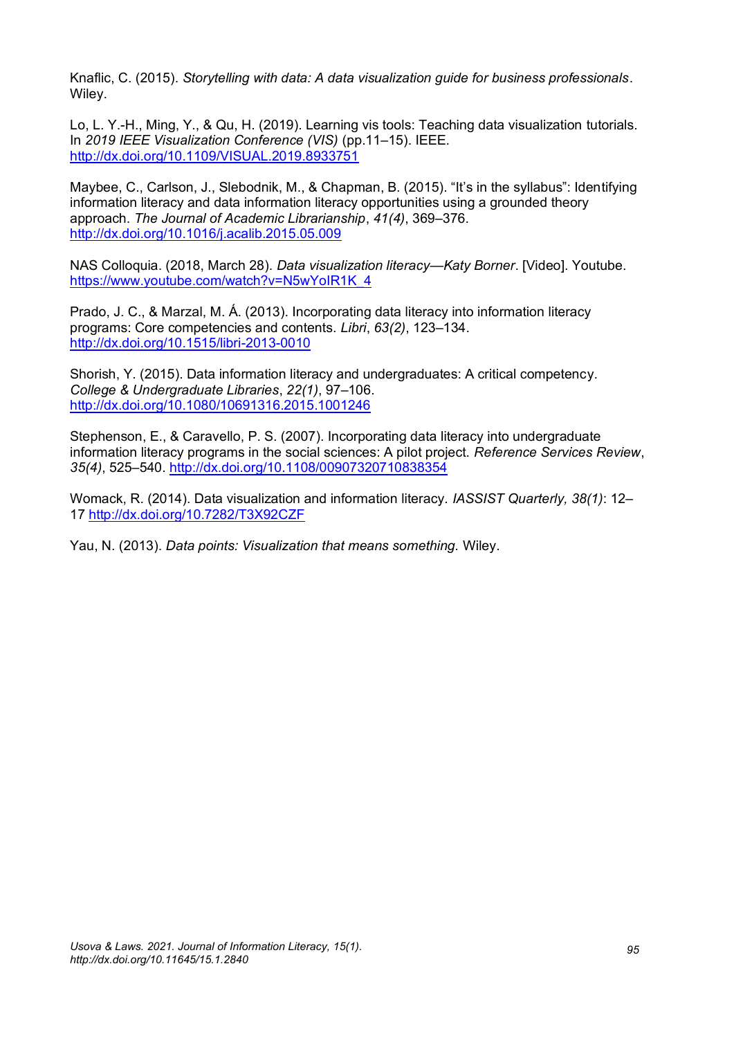Knaflic, C. (2015). *Storytelling with data: A data visualization guide for business professionals*. Wiley.

Lo, L. Y.-H., Ming, Y., & Qu, H. (2019). Learning vis tools: Teaching data visualization tutorials. In *2019 IEEE Visualization Conference (VIS)* (pp.11–15). IEEE. http://dx.doi.org/10.1109/VISUAL.2019.8933751

Maybee, C., Carlson, J., Slebodnik, M., & Chapman, B. (2015). "It's in the syllabus": Identifying information literacy and data information literacy opportunities using a grounded theory approach. *The Journal of Academic Librarianship*, *41(4)*, 369–376. http://dx.doi.org/10.1016/j.acalib.2015.05.009

NAS Colloquia. (2018, March 28). *Data visualization literacy—Katy Borner*. [Video]. Youtube. https://www.youtube.com/watch?v=N5wYoIR1K_4

Prado, J. C., & Marzal, M. Á. (2013). Incorporating data literacy into information literacy programs: Core competencies and contents. *Libri*, *63(2)*, 123–134. http://dx.doi.org/10.1515/libri-2013-0010

Shorish, Y. (2015). Data information literacy and undergraduates: A critical competency. *College & Undergraduate Libraries*, *22(1)*, 97–106. http://dx.doi.org/10.1080/10691316.2015.1001246

Stephenson, E., & Caravello, P. S. (2007). Incorporating data literacy into undergraduate information literacy programs in the social sciences: A pilot project. *Reference Services Review*, *35(4)*, 525–540. http://dx.doi.org/10.1108/00907320710838354

Womack, R. (2014). Data visualization and information literacy. *IASSIST Quarterly, 38(1)*: 12–17 http://dx.doi.org/10.7282/T3X92CZF

Yau, N. (2013). *Data points: Visualization that means something.* Wiley.